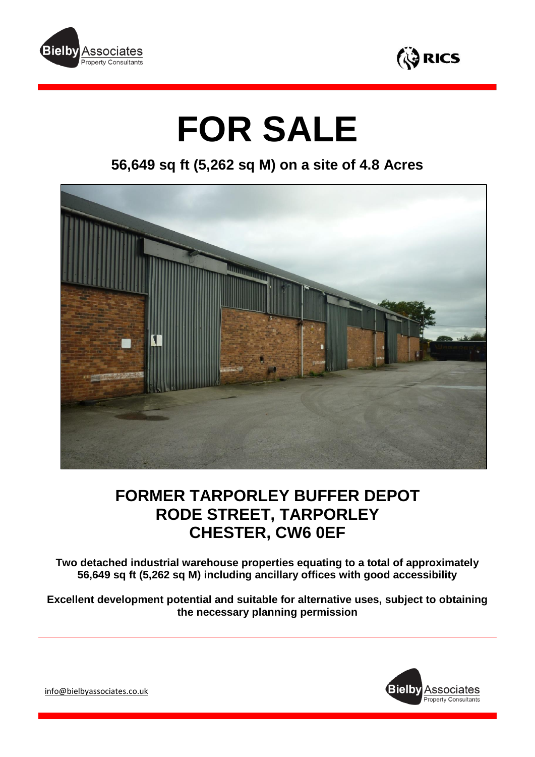# FOR SALE

## 56,649 sq ft (5,262 sq M) on a site of 4.8 Acres

## FORMER TARPORLEY BUFFER DEPOT
## RODE STREET, TARPORLEY
## CHESTER, CW6 0EF

**Two detached industrial warehouse properties equating to a total of approximately 56,649 sq ft (5,262 sq M) including ancillary offices with good accessibility**

**Excellent development potential and suitable for alternative uses, subject to obtaining the necessary planning permission**

info@bielbyassociates.co.uk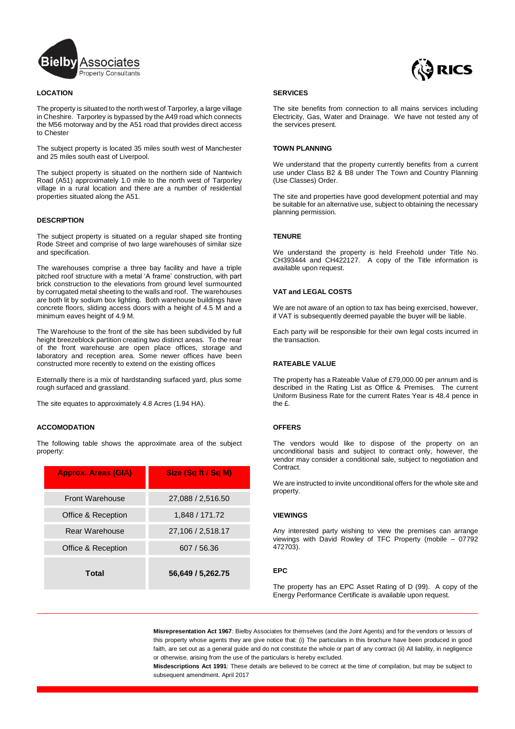## LOCATION

The property is situated to the north west of Tarporley, a large village in Cheshire. Tarporley is bypassed by the A49 road which connects the M56 motorway and by the A51 road that provides direct access to Chester

The subject property is located 35 miles south west of Manchester and 25 miles south east of Liverpool.

The subject property is situated on the northern side of Nantwich Road (A51) approximately 1.0 mile to the north west of Tarporley village in a rural location and there are a number of residential properties situated along the A51.

## DESCRIPTION

The subject property is situated on a regular shaped site fronting Rode Street and comprise of two large warehouses of similar size and specification.

The warehouses comprise a three bay facility and have a triple pitched roof structure with a metal 'A frame' construction, with part brick construction to the elevations from ground level surmounted by corrugated metal sheeting to the walls and roof. The warehouses are both lit by sodium box lighting. Both warehouse buildings have concrete floors, sliding access doors with a height of 4.5 M and a minimum eaves height of 4.9 M.

The Warehouse to the front of the site has been subdivided by full height breezeblock partition creating two distinct areas. To the rear of the front warehouse are open place offices, storage and laboratory and reception area. Some newer offices have been constructed more recently to extend on the existing offices

Externally there is a mix of hardstanding surfaced yard, plus some rough surfaced and grassland.

The site equates to approximately 4.8 Acres (1.94 HA).

## ACCOMODATION

The following table shows the approximate area of the subject property:

| Approx. Areas (GIA) | Size (Sq ft / Sq M) |
|---|---|
| Front Warehouse | 27,088 / 2,516.50 |
| Office & Reception | 1,848 / 171.72 |
| Rear Warehouse | 27,106 / 2,518.17 |
| Office & Reception | 607 / 56.36 |
| **Total** | **56,649 / 5,262.75** |

## SERVICES

The site benefits from connection to all mains services including Electricity, Gas, Water and Drainage. We have not tested any of the services present.

## TOWN PLANNING

We understand that the property currently benefits from a current use under Class B2 & B8 under The Town and Country Planning (Use Classes) Order.

The site and properties have good development potential and may be suitable for an alternative use, subject to obtaining the necessary planning permission.

## TENURE

We understand the property is held Freehold under Title No. CH393444 and CH422127. A copy of the Title information is available upon request.

## VAT and LEGAL COSTS

We are not aware of an option to tax has being exercised, however, if VAT is subsequently deemed payable the buyer will be liable.

Each party will be responsible for their own legal costs incurred in the transaction.

## RATEABLE VALUE

The property has a Rateable Value of £79,000.00 per annum and is described in the Rating List as Office & Premises. The current Uniform Business Rate for the current Rates Year is 48.4 pence in the £.

## OFFERS

The vendors would like to dispose of the property on an unconditional basis and subject to contract only, however, the vendor may consider a conditional sale, subject to negotiation and Contract.

We are instructed to invite unconditional offers for the whole site and property.

## VIEWINGS

Any interested party wishing to view the premises can arrange viewings with David Rowley of TFC Property (mobile – 07792 472703).

## EPC

The property has an EPC Asset Rating of D (99). A copy of the Energy Performance Certificate is available upon request.

**Misrepresentation Act 1967**: Bielby Associates for themselves (and the Joint Agents) and for the vendors or lessors of this property whose agents they are give notice that: (i) The particulars in this brochure have been produced in good faith, are set out as a general guide and do not constitute the whole or part of any contract (ii) All liability, in negligence or otherwise, arising from the use of the particulars is hereby excluded.

**Misdescriptions Act 1991**: These details are believed to be correct at the time of compilation, but may be subject to subsequent amendment. April 2017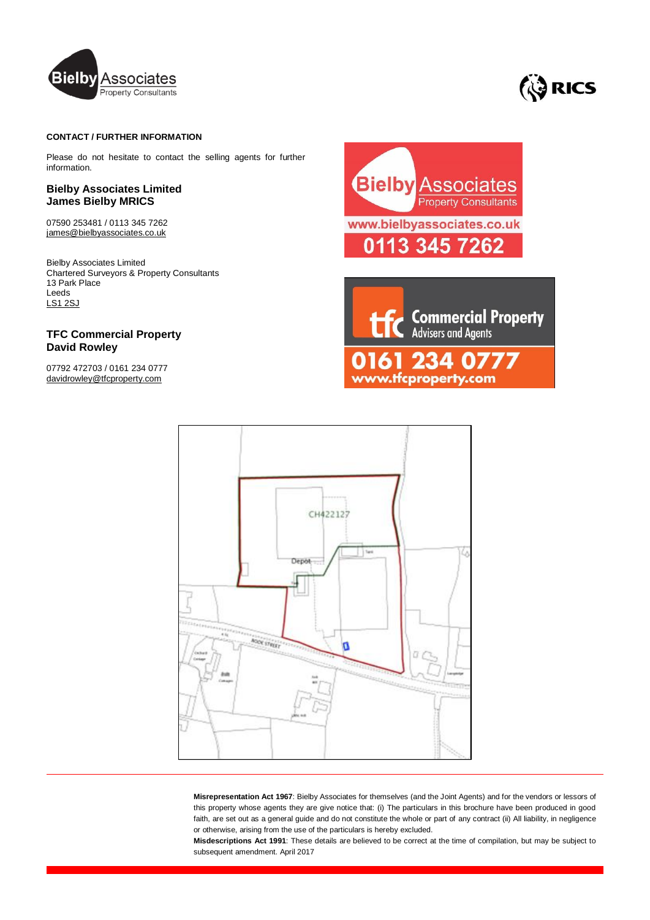**CONTACT / FURTHER INFORMATION**

Please do not hesitate to contact the selling agents for further information.

**Bielby Associates Limited**
**James Bielby MRICS**

07590 253481 / 0113 345 7262
james@bielbyassociates.co.uk

Bielby Associates Limited
Chartered Surveyors & Property Consultants
13 Park Place
Leeds
LS1 2SJ

**TFC Commercial Property**
**David Rowley**

07792 472703 / 0161 234 0777
davidrowley@tfcproperty.com

Bielby Associates Property Consultants
www.bielbyassociates.co.uk
0113 345 7262

tfc Commercial Property Advisers and Agents
0161 234 0777
www.tfcproperty.com

**Misrepresentation Act 1967**: Bielby Associates for themselves (and the Joint Agents) and for the vendors or lessors of this property whose agents they are give notice that: (i) The particulars in this brochure have been produced in good faith, are set out as a general guide and do not constitute the whole or part of any contract (ii) All liability, in negligence or otherwise, arising from the use of the particulars is hereby excluded.
**Misdescriptions Act 1991**: These details are believed to be correct at the time of compilation, but may be subject to subsequent amendment. April 2017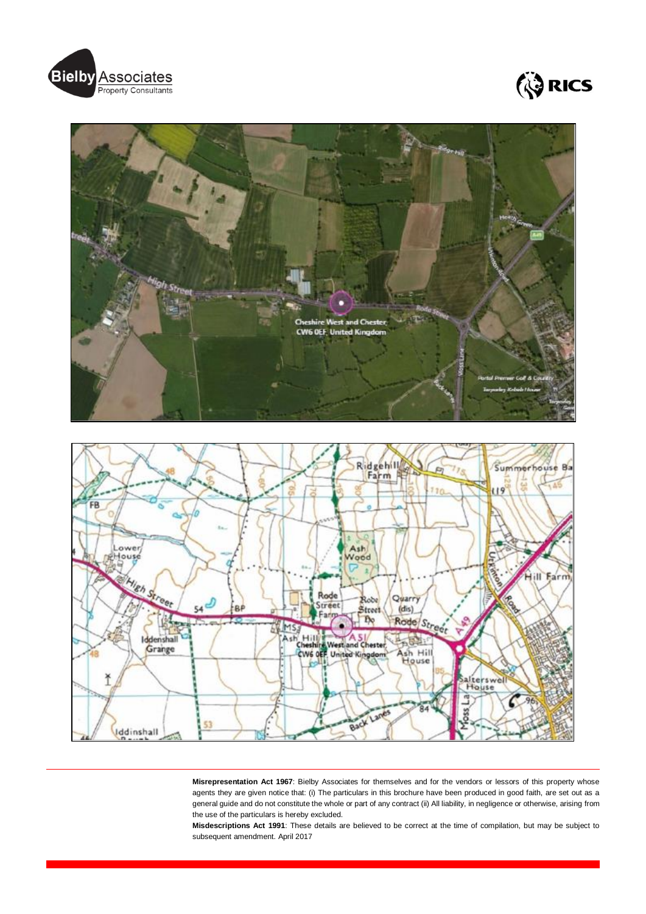**Misrepresentation Act 1967**: Bielby Associates for themselves and for the vendors or lessors of this property whose agents they are given notice that: (i) The particulars in this brochure have been produced in good faith, are set out as a general guide and do not constitute the whole or part of any contract (ii) All liability, in negligence or otherwise, arising from the use of the particulars is hereby excluded.

**Misdescriptions Act 1991**: These details are believed to be correct at the time of compilation, but may be subject to subsequent amendment. April 2017